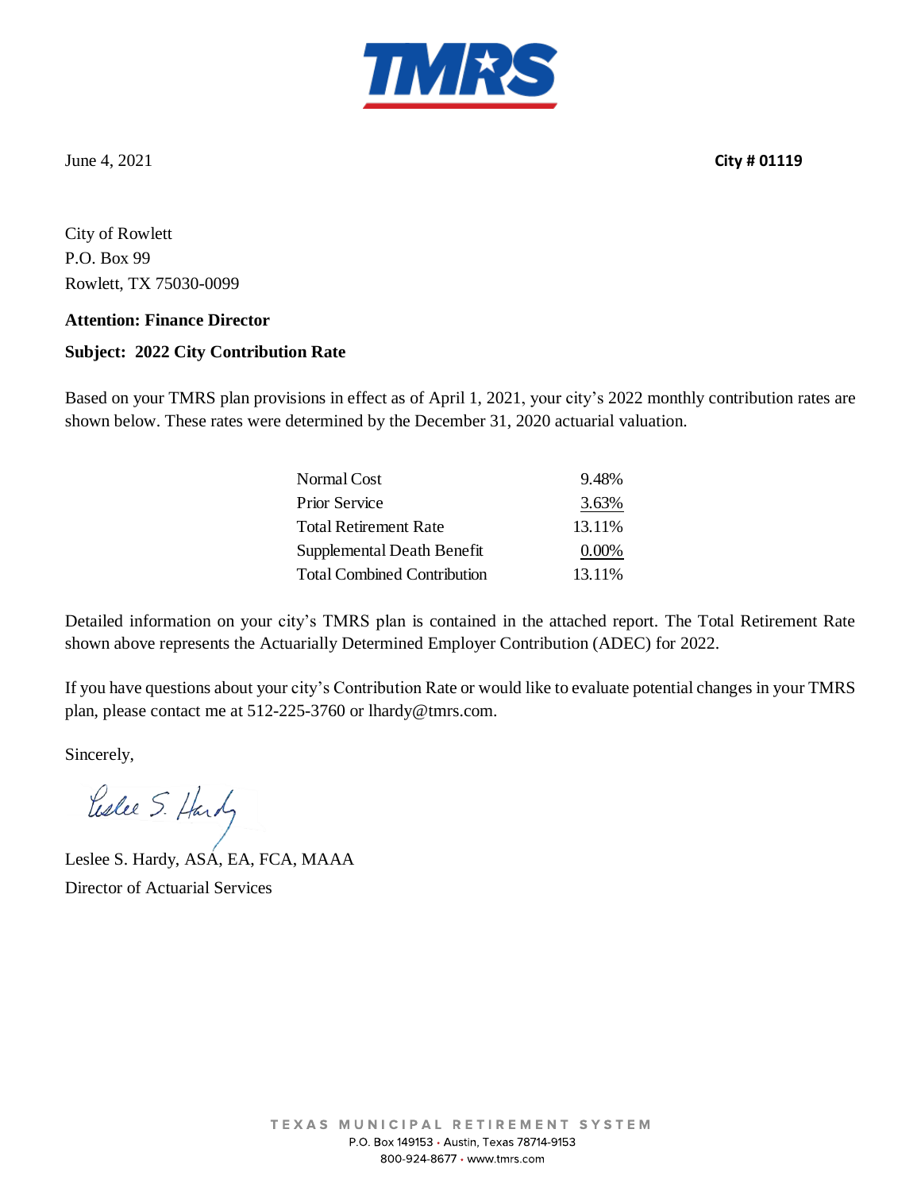TMRS

June 4, 2021 **City # 01119**

City of Rowlett
P.O. Box 99
Rowlett, TX 75030-0099

**Attention: Finance Director**

**Subject: 2022 City Contribution Rate**

Based on your TMRS plan provisions in effect as of April 1, 2021, your city's 2022 monthly contribution rates are shown below. These rates were determined by the December 31, 2020 actuarial valuation.

| | |
|---|---|
| Normal Cost | 9.48% |
| Prior Service | 3.63% |
| Total Retirement Rate | 13.11% |
| Supplemental Death Benefit | 0.00% |
| Total Combined Contribution | 13.11% |

Detailed information on your city's TMRS plan is contained in the attached report. The Total Retirement Rate shown above represents the Actuarially Determined Employer Contribution (ADEC) for 2022.

If you have questions about your city's Contribution Rate or would like to evaluate potential changes in your TMRS plan, please contact me at 512-225-3760 or lhardy@tmrs.com.

Sincerely,

Leslee S. Hardy, ASA, EA, FCA, MAAA
Director of Actuarial Services

TEXAS MUNICIPAL RETIREMENT SYSTEM
P.O. Box 149153 • Austin, Texas 78714-9153
800-924-8677 • www.tmrs.com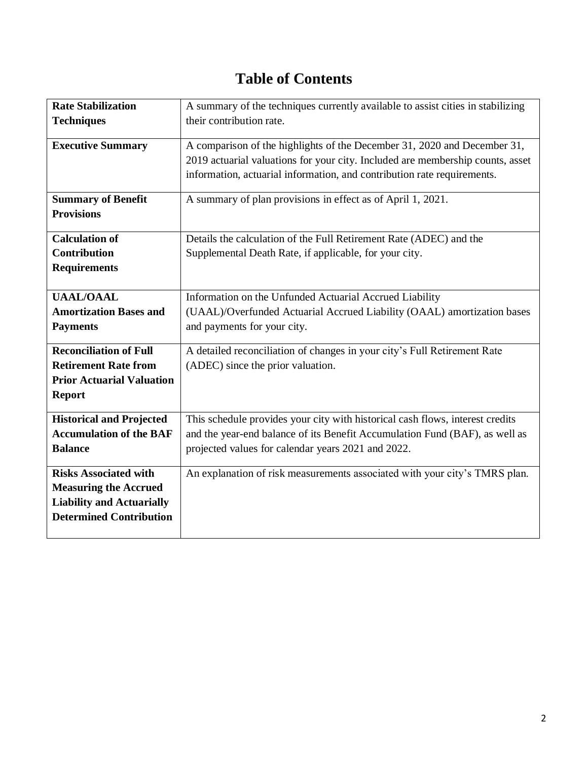# Table of Contents

| | |
|---|---|
| **Rate Stabilization Techniques** | A summary of the techniques currently available to assist cities in stabilizing their contribution rate. |
| **Executive Summary** | A comparison of the highlights of the December 31, 2020 and December 31, 2019 actuarial valuations for your city. Included are membership counts, asset information, actuarial information, and contribution rate requirements. |
| **Summary of Benefit Provisions** | A summary of plan provisions in effect as of April 1, 2021. |
| **Calculation of Contribution Requirements** | Details the calculation of the Full Retirement Rate (ADEC) and the Supplemental Death Rate, if applicable, for your city. |
| **UAAL/OAAL Amortization Bases and Payments** | Information on the Unfunded Actuarial Accrued Liability (UAAL)/Overfunded Actuarial Accrued Liability (OAAL) amortization bases and payments for your city. |
| **Reconciliation of Full Retirement Rate from Prior Actuarial Valuation Report** | A detailed reconciliation of changes in your city's Full Retirement Rate (ADEC) since the prior valuation. |
| **Historical and Projected Accumulation of the BAF Balance** | This schedule provides your city with historical cash flows, interest credits and the year-end balance of its Benefit Accumulation Fund (BAF), as well as projected values for calendar years 2021 and 2022. |
| **Risks Associated with Measuring the Accrued Liability and Actuarially Determined Contribution** | An explanation of risk measurements associated with your city's TMRS plan. |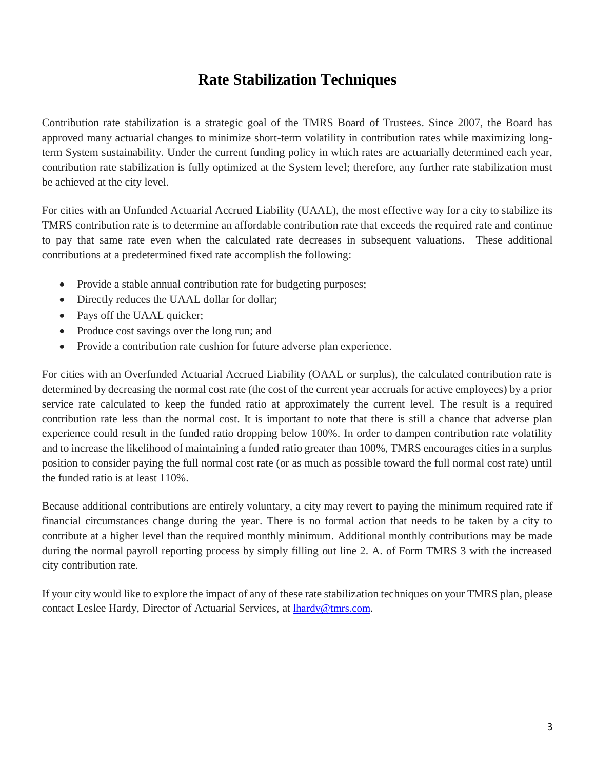# Rate Stabilization Techniques

Contribution rate stabilization is a strategic goal of the TMRS Board of Trustees. Since 2007, the Board has approved many actuarial changes to minimize short-term volatility in contribution rates while maximizing long-term System sustainability. Under the current funding policy in which rates are actuarially determined each year, contribution rate stabilization is fully optimized at the System level; therefore, any further rate stabilization must be achieved at the city level.

For cities with an Unfunded Actuarial Accrued Liability (UAAL), the most effective way for a city to stabilize its TMRS contribution rate is to determine an affordable contribution rate that exceeds the required rate and continue to pay that same rate even when the calculated rate decreases in subsequent valuations. These additional contributions at a predetermined fixed rate accomplish the following:

- Provide a stable annual contribution rate for budgeting purposes;
- Directly reduces the UAAL dollar for dollar;
- Pays off the UAAL quicker;
- Produce cost savings over the long run; and
- Provide a contribution rate cushion for future adverse plan experience.

For cities with an Overfunded Actuarial Accrued Liability (OAAL or surplus), the calculated contribution rate is determined by decreasing the normal cost rate (the cost of the current year accruals for active employees) by a prior service rate calculated to keep the funded ratio at approximately the current level. The result is a required contribution rate less than the normal cost. It is important to note that there is still a chance that adverse plan experience could result in the funded ratio dropping below 100%. In order to dampen contribution rate volatility and to increase the likelihood of maintaining a funded ratio greater than 100%, TMRS encourages cities in a surplus position to consider paying the full normal cost rate (or as much as possible toward the full normal cost rate) until the funded ratio is at least 110%.

Because additional contributions are entirely voluntary, a city may revert to paying the minimum required rate if financial circumstances change during the year. There is no formal action that needs to be taken by a city to contribute at a higher level than the required monthly minimum. Additional monthly contributions may be made during the normal payroll reporting process by simply filling out line 2. A. of Form TMRS 3 with the increased city contribution rate.

If your city would like to explore the impact of any of these rate stabilization techniques on your TMRS plan, please contact Leslee Hardy, Director of Actuarial Services, at lhardy@tmrs.com.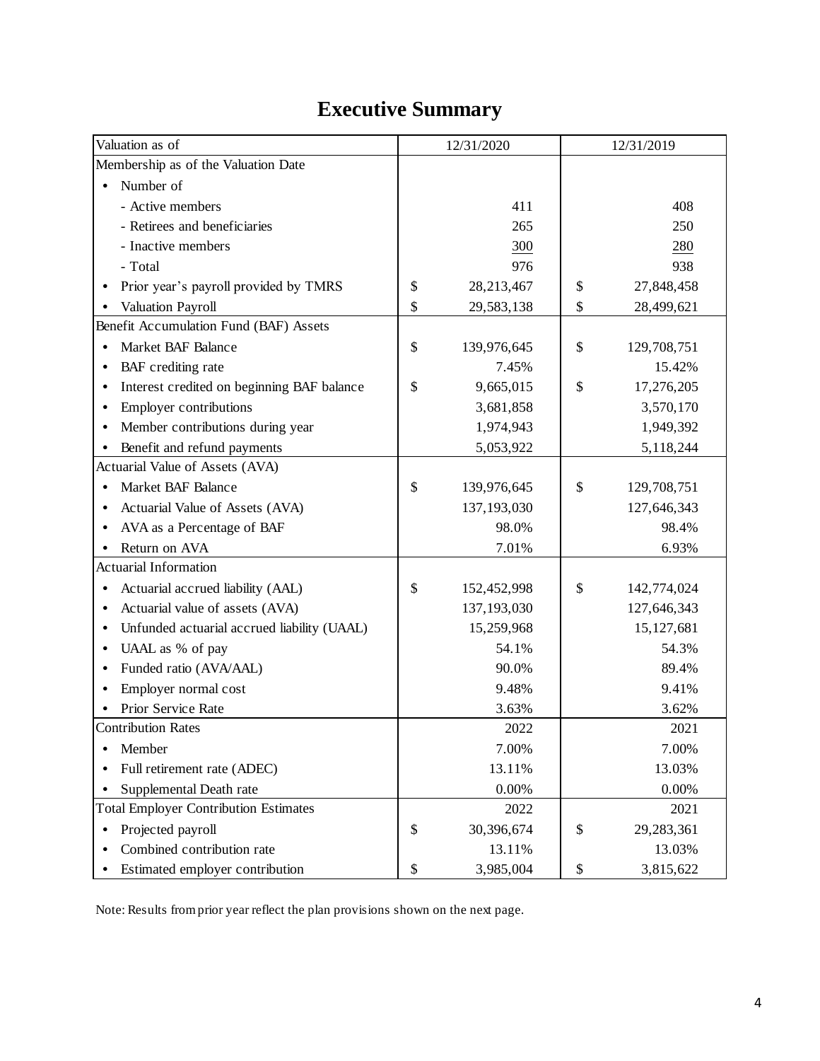# Executive Summary

| Valuation as of | 12/31/2020 | 12/31/2019 |
|---|---|---|
| Membership as of the Valuation Date | | |
| • Number of | | |
| - Active members | 411 | 408 |
| - Retirees and beneficiaries | 265 | 250 |
| - Inactive members | 300 | 280 |
| - Total | 976 | 938 |
| • Prior year's payroll provided by TMRS | $ 28,213,467 | $ 27,848,458 |
| • Valuation Payroll | $ 29,583,138 | $ 28,499,621 |
| Benefit Accumulation Fund (BAF) Assets | | |
| • Market BAF Balance | $ 139,976,645 | $ 129,708,751 |
| • BAF crediting rate | 7.45% | 15.42% |
| • Interest credited on beginning BAF balance | $ 9,665,015 | $ 17,276,205 |
| • Employer contributions | 3,681,858 | 3,570,170 |
| • Member contributions during year | 1,974,943 | 1,949,392 |
| • Benefit and refund payments | 5,053,922 | 5,118,244 |
| Actuarial Value of Assets (AVA) | | |
| • Market BAF Balance | $ 139,976,645 | $ 129,708,751 |
| • Actuarial Value of Assets (AVA) | 137,193,030 | 127,646,343 |
| • AVA as a Percentage of BAF | 98.0% | 98.4% |
| • Return on AVA | 7.01% | 6.93% |
| Actuarial Information | | |
| • Actuarial accrued liability (AAL) | $ 152,452,998 | $ 142,774,024 |
| • Actuarial value of assets (AVA) | 137,193,030 | 127,646,343 |
| • Unfunded actuarial accrued liability (UAAL) | 15,259,968 | 15,127,681 |
| • UAAL as % of pay | 54.1% | 54.3% |
| • Funded ratio (AVA/AAL) | 90.0% | 89.4% |
| • Employer normal cost | 9.48% | 9.41% |
| • Prior Service Rate | 3.63% | 3.62% |
| Contribution Rates | 2022 | 2021 |
| • Member | 7.00% | 7.00% |
| • Full retirement rate (ADEC) | 13.11% | 13.03% |
| • Supplemental Death rate | 0.00% | 0.00% |
| Total Employer Contribution Estimates | 2022 | 2021 |
| • Projected payroll | $ 30,396,674 | $ 29,283,361 |
| • Combined contribution rate | 13.11% | 13.03% |
| • Estimated employer contribution | $ 3,985,004 | $ 3,815,622 |

Note: Results from prior year reflect the plan provisions shown on the next page.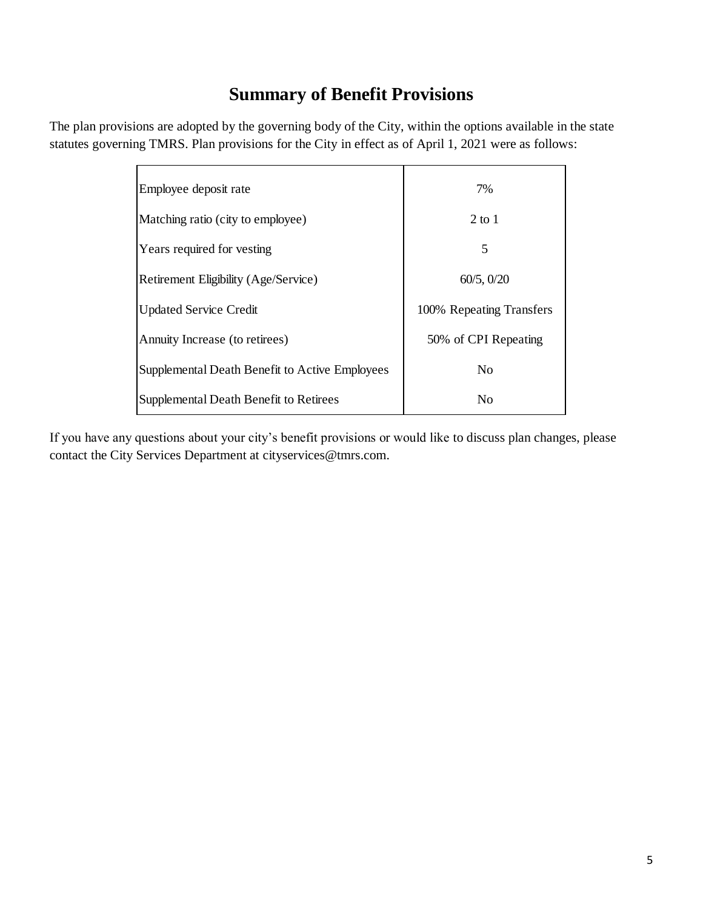# Summary of Benefit Provisions

The plan provisions are adopted by the governing body of the City, within the options available in the state statutes governing TMRS. Plan provisions for the City in effect as of April 1, 2021 were as follows:

| | |
|---|---|
| Employee deposit rate | 7% |
| Matching ratio (city to employee) | 2 to 1 |
| Years required for vesting | 5 |
| Retirement Eligibility (Age/Service) | 60/5, 0/20 |
| Updated Service Credit | 100% Repeating Transfers |
| Annuity Increase (to retirees) | 50% of CPI Repeating |
| Supplemental Death Benefit to Active Employees | No |
| Supplemental Death Benefit to Retirees | No |

If you have any questions about your city's benefit provisions or would like to discuss plan changes, please contact the City Services Department at cityservices@tmrs.com.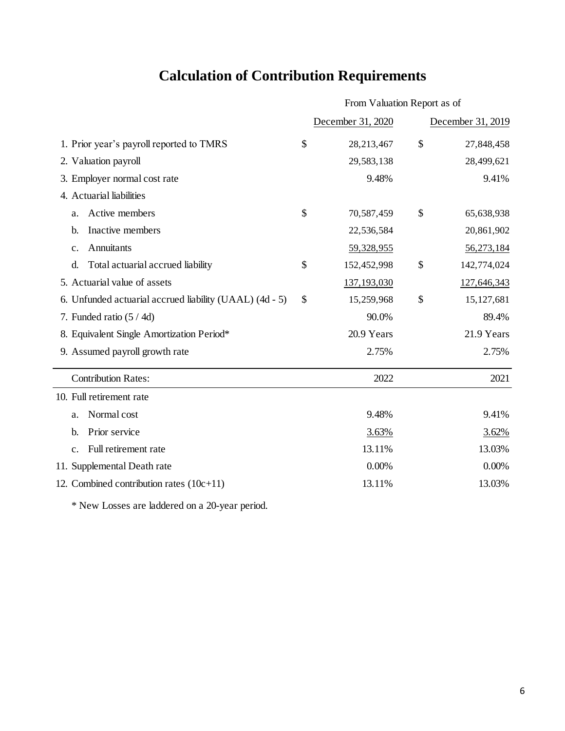# Calculation of Contribution Requirements

| | From Valuation Report as of | |
|---|---|---|
| | December 31, 2020 | December 31, 2019 |
| 1. Prior year's payroll reported to TMRS | $ 28,213,467 | $ 27,848,458 |
| 2. Valuation payroll | 29,583,138 | 28,499,621 |
| 3. Employer normal cost rate | 9.48% | 9.41% |
| 4. Actuarial liabilities | | |
| a. Active members | $ 70,587,459 | $ 65,638,938 |
| b. Inactive members | 22,536,584 | 20,861,902 |
| c. Annuitants | 59,328,955 | 56,273,184 |
| d. Total actuarial accrued liability | $ 152,452,998 | $ 142,774,024 |
| 5. Actuarial value of assets | 137,193,030 | 127,646,343 |
| 6. Unfunded actuarial accrued liability (UAAL) (4d - 5) | $ 15,259,968 | $ 15,127,681 |
| 7. Funded ratio (5 / 4d) | 90.0% | 89.4% |
| 8. Equivalent Single Amortization Period* | 20.9 Years | 21.9 Years |
| 9. Assumed payroll growth rate | 2.75% | 2.75% |

| Contribution Rates: | 2022 | 2021 |
|---|---|---|
| 10. Full retirement rate | | |
| a. Normal cost | 9.48% | 9.41% |
| b. Prior service | 3.63% | 3.62% |
| c. Full retirement rate | 13.11% | 13.03% |
| 11. Supplemental Death rate | 0.00% | 0.00% |
| 12. Combined contribution rates (10c+11) | 13.11% | 13.03% |

* New Losses are laddered on a 20-year period.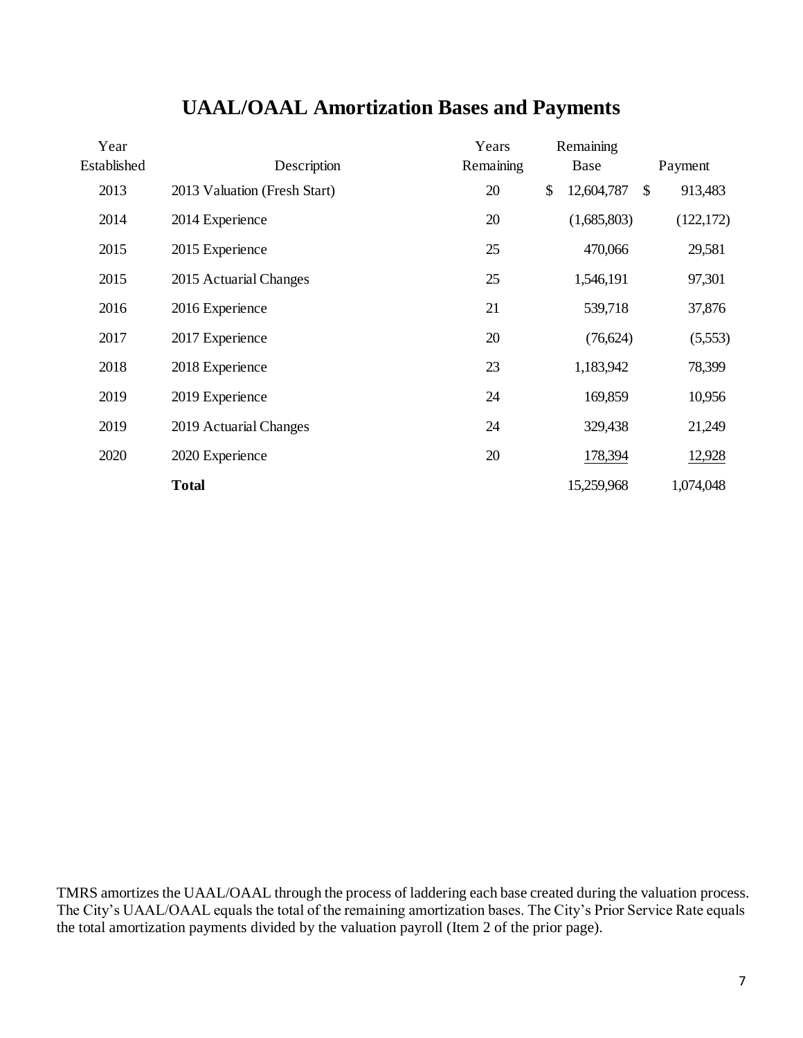# UAAL/OAAL Amortization Bases and Payments

| Year Established | Description | Years Remaining | Remaining Base | Payment |
| --- | --- | --- | --- | --- |
| 2013 | 2013 Valuation (Fresh Start) | 20 | $ 12,604,787 | $ 913,483 |
| 2014 | 2014 Experience | 20 | (1,685,803) | (122,172) |
| 2015 | 2015 Experience | 25 | 470,066 | 29,581 |
| 2015 | 2015 Actuarial Changes | 25 | 1,546,191 | 97,301 |
| 2016 | 2016 Experience | 21 | 539,718 | 37,876 |
| 2017 | 2017 Experience | 20 | (76,624) | (5,553) |
| 2018 | 2018 Experience | 23 | 1,183,942 | 78,399 |
| 2019 | 2019 Experience | 24 | 169,859 | 10,956 |
| 2019 | 2019 Actuarial Changes | 24 | 329,438 | 21,249 |
| 2020 | 2020 Experience | 20 | 178,394 | 12,928 |
| | **Total** | | 15,259,968 | 1,074,048 |

TMRS amortizes the UAAL/OAAL through the process of laddering each base created during the valuation process. The City's UAAL/OAAL equals the total of the remaining amortization bases. The City's Prior Service Rate equals the total amortization payments divided by the valuation payroll (Item 2 of the prior page).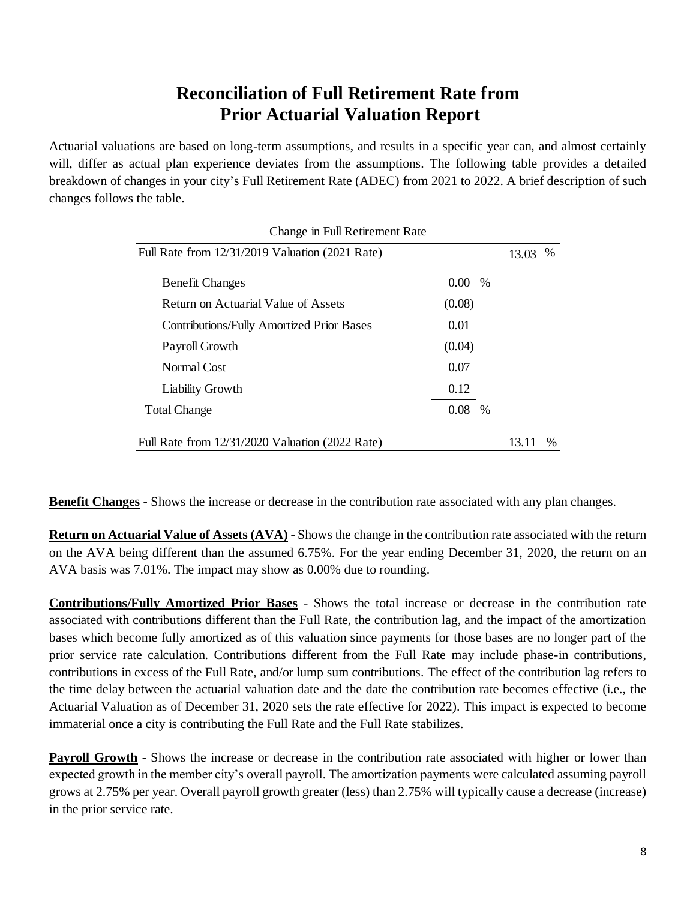# Reconciliation of Full Retirement Rate from Prior Actuarial Valuation Report

Actuarial valuations are based on long-term assumptions, and results in a specific year can, and almost certainly will, differ as actual plan experience deviates from the assumptions. The following table provides a detailed breakdown of changes in your city's Full Retirement Rate (ADEC) from 2021 to 2022. A brief description of such changes follows the table.

| Change in Full Retirement Rate | | |
|---|---|---|
| Full Rate from 12/31/2019 Valuation (2021 Rate) | | 13.03 % |
| Benefit Changes | 0.00 % | |
| Return on Actuarial Value of Assets | (0.08) | |
| Contributions/Fully Amortized Prior Bases | 0.01 | |
| Payroll Growth | (0.04) | |
| Normal Cost | 0.07 | |
| Liability Growth | 0.12 | |
| Total Change | 0.08 % | |
| Full Rate from 12/31/2020 Valuation (2022 Rate) | | 13.11 % |

**Benefit Changes** - Shows the increase or decrease in the contribution rate associated with any plan changes.

**Return on Actuarial Value of Assets (AVA)** - Shows the change in the contribution rate associated with the return on the AVA being different than the assumed 6.75%. For the year ending December 31, 2020, the return on an AVA basis was 7.01%. The impact may show as 0.00% due to rounding.

**Contributions/Fully Amortized Prior Bases** - Shows the total increase or decrease in the contribution rate associated with contributions different than the Full Rate, the contribution lag, and the impact of the amortization bases which become fully amortized as of this valuation since payments for those bases are no longer part of the prior service rate calculation. Contributions different from the Full Rate may include phase-in contributions, contributions in excess of the Full Rate, and/or lump sum contributions. The effect of the contribution lag refers to the time delay between the actuarial valuation date and the date the contribution rate becomes effective (i.e., the Actuarial Valuation as of December 31, 2020 sets the rate effective for 2022). This impact is expected to become immaterial once a city is contributing the Full Rate and the Full Rate stabilizes.

**Payroll Growth** - Shows the increase or decrease in the contribution rate associated with higher or lower than expected growth in the member city's overall payroll. The amortization payments were calculated assuming payroll grows at 2.75% per year. Overall payroll growth greater (less) than 2.75% will typically cause a decrease (increase) in the prior service rate.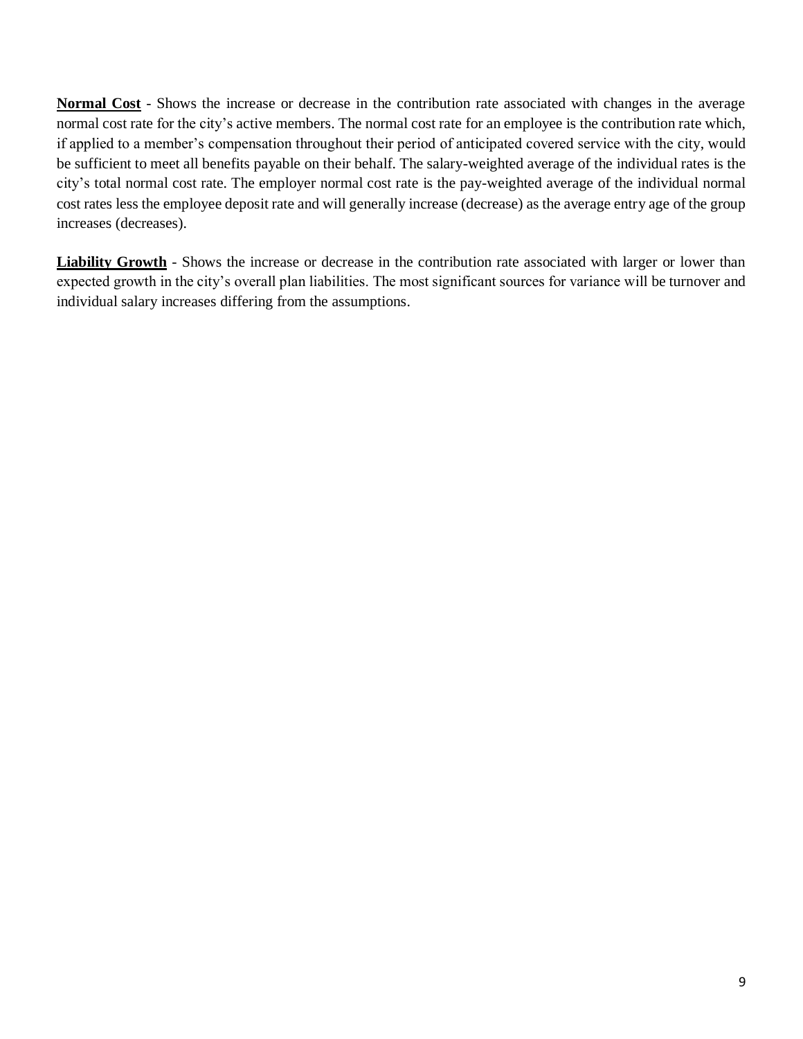**Normal Cost** - Shows the increase or decrease in the contribution rate associated with changes in the average normal cost rate for the city's active members. The normal cost rate for an employee is the contribution rate which, if applied to a member's compensation throughout their period of anticipated covered service with the city, would be sufficient to meet all benefits payable on their behalf. The salary-weighted average of the individual rates is the city's total normal cost rate. The employer normal cost rate is the pay-weighted average of the individual normal cost rates less the employee deposit rate and will generally increase (decrease) as the average entry age of the group increases (decreases).

**Liability Growth** - Shows the increase or decrease in the contribution rate associated with larger or lower than expected growth in the city's overall plan liabilities. The most significant sources for variance will be turnover and individual salary increases differing from the assumptions.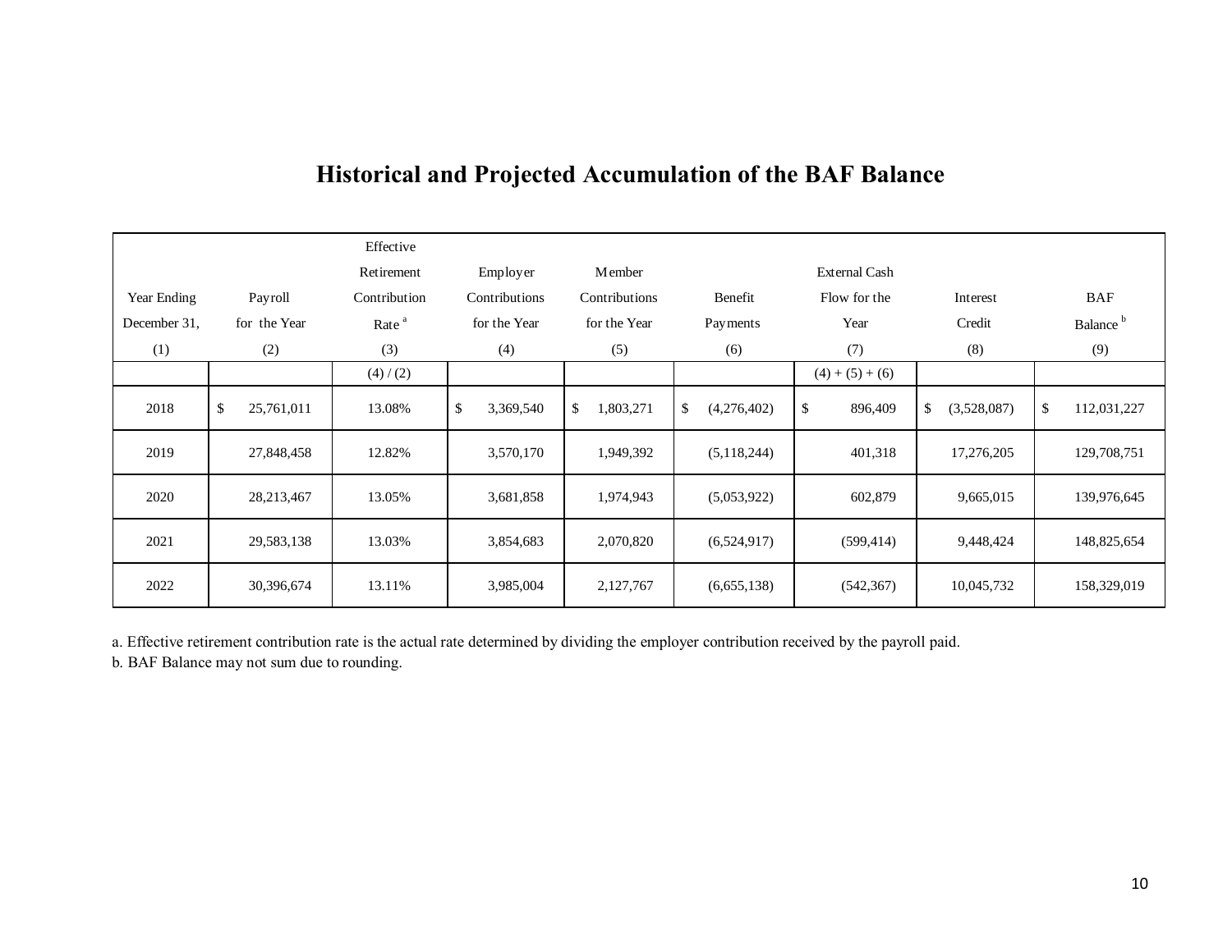# Historical and Projected Accumulation of the BAF Balance

| Year Ending December 31, (1) | Payroll for the Year (2) | Effective Retirement Contribution Rate [a] (3) | Employer Contributions for the Year (4) | Member Contributions for the Year (5) | Benefit Payments (6) | External Cash Flow for the Year (7) | Interest Credit (8) | BAF Balance [b] (9) |
|---|---|---|---|---|---|---|---|---|
| | | (4) / (2) | | | | (4) + (5) + (6) | | |
| 2018 | $ 25,761,011 | 13.08% | $ 3,369,540 | $ 1,803,271 | $ (4,276,402) | $ 896,409 | $ (3,528,087) | $ 112,031,227 |
| 2019 | 27,848,458 | 12.82% | 3,570,170 | 1,949,392 | (5,118,244) | 401,318 | 17,276,205 | 129,708,751 |
| 2020 | 28,213,467 | 13.05% | 3,681,858 | 1,974,943 | (5,053,922) | 602,879 | 9,665,015 | 139,976,645 |
| 2021 | 29,583,138 | 13.03% | 3,854,683 | 2,070,820 | (6,524,917) | (599,414) | 9,448,424 | 148,825,654 |
| 2022 | 30,396,674 | 13.11% | 3,985,004 | 2,127,767 | (6,655,138) | (542,367) | 10,045,732 | 158,329,019 |

a. Effective retirement contribution rate is the actual rate determined by dividing the employer contribution received by the payroll paid.
b. BAF Balance may not sum due to rounding.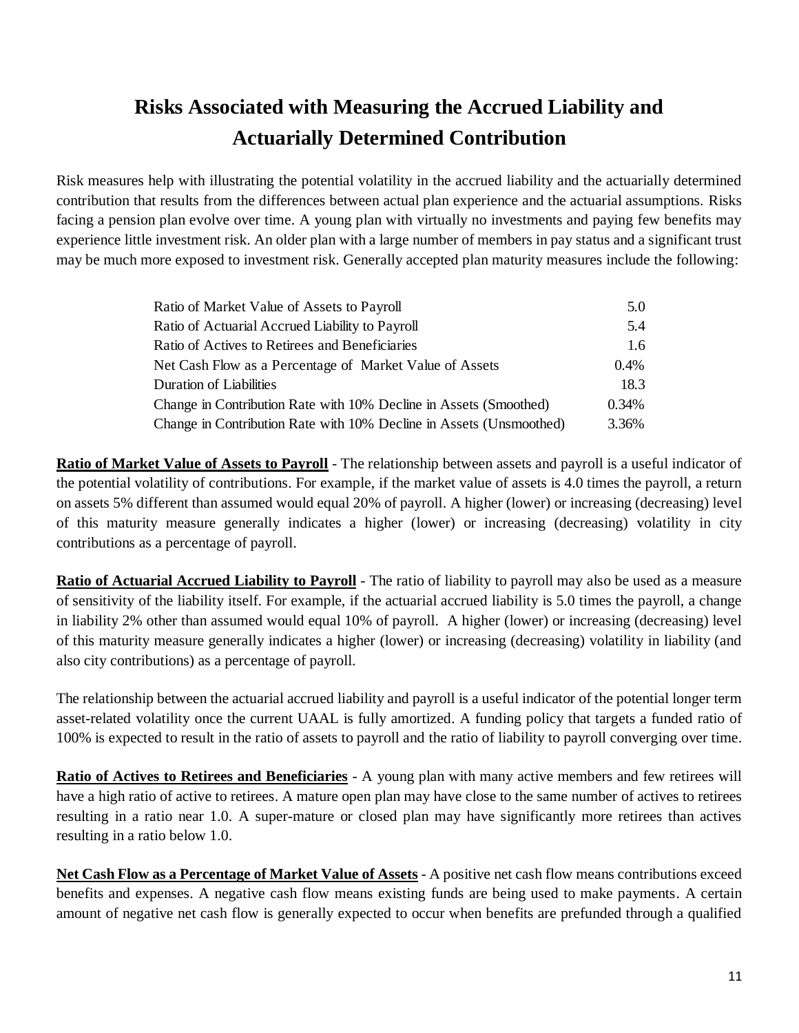# Risks Associated with Measuring the Accrued Liability and Actuarially Determined Contribution

Risk measures help with illustrating the potential volatility in the accrued liability and the actuarially determined contribution that results from the differences between actual plan experience and the actuarial assumptions. Risks facing a pension plan evolve over time. A young plan with virtually no investments and paying few benefits may experience little investment risk. An older plan with a large number of members in pay status and a significant trust may be much more exposed to investment risk. Generally accepted plan maturity measures include the following:

| Measure | Value |
|---|---|
| Ratio of Market Value of Assets to Payroll | 5.0 |
| Ratio of Actuarial Accrued Liability to Payroll | 5.4 |
| Ratio of Actives to Retirees and Beneficiaries | 1.6 |
| Net Cash Flow as a Percentage of Market Value of Assets | 0.4% |
| Duration of Liabilities | 18.3 |
| Change in Contribution Rate with 10% Decline in Assets (Smoothed) | 0.34% |
| Change in Contribution Rate with 10% Decline in Assets (Unsmoothed) | 3.36% |

**Ratio of Market Value of Assets to Payroll** - The relationship between assets and payroll is a useful indicator of the potential volatility of contributions. For example, if the market value of assets is 4.0 times the payroll, a return on assets 5% different than assumed would equal 20% of payroll. A higher (lower) or increasing (decreasing) level of this maturity measure generally indicates a higher (lower) or increasing (decreasing) volatility in city contributions as a percentage of payroll.

**Ratio of Actuarial Accrued Liability to Payroll** - The ratio of liability to payroll may also be used as a measure of sensitivity of the liability itself. For example, if the actuarial accrued liability is 5.0 times the payroll, a change in liability 2% other than assumed would equal 10% of payroll. A higher (lower) or increasing (decreasing) level of this maturity measure generally indicates a higher (lower) or increasing (decreasing) volatility in liability (and also city contributions) as a percentage of payroll.

The relationship between the actuarial accrued liability and payroll is a useful indicator of the potential longer term asset-related volatility once the current UAAL is fully amortized. A funding policy that targets a funded ratio of 100% is expected to result in the ratio of assets to payroll and the ratio of liability to payroll converging over time.

**Ratio of Actives to Retirees and Beneficiaries** - A young plan with many active members and few retirees will have a high ratio of active to retirees. A mature open plan may have close to the same number of actives to retirees resulting in a ratio near 1.0. A super-mature or closed plan may have significantly more retirees than actives resulting in a ratio below 1.0.

**Net Cash Flow as a Percentage of Market Value of Assets** - A positive net cash flow means contributions exceed benefits and expenses. A negative cash flow means existing funds are being used to make payments. A certain amount of negative net cash flow is generally expected to occur when benefits are prefunded through a qualified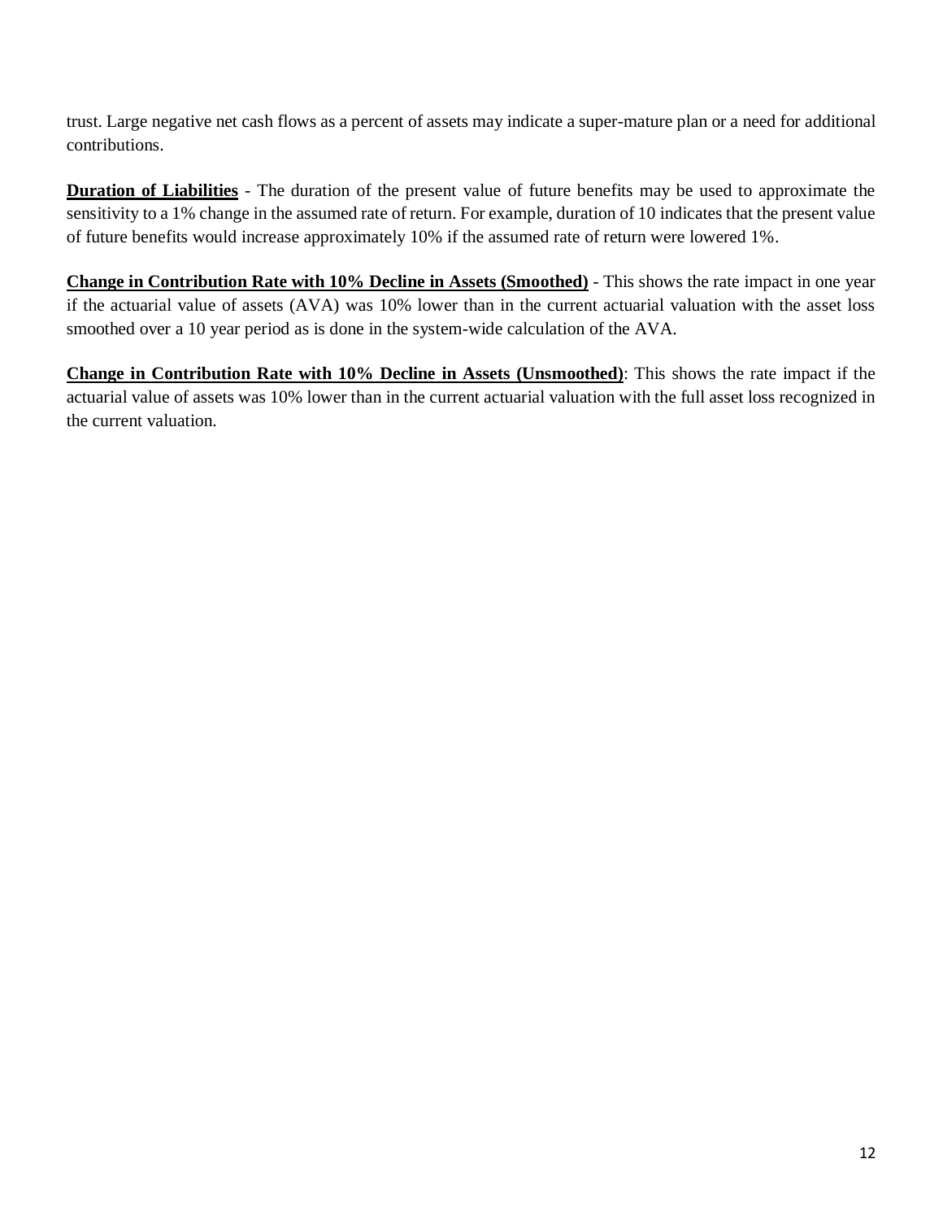trust. Large negative net cash flows as a percent of assets may indicate a super-mature plan or a need for additional contributions.

**Duration of Liabilities** - The duration of the present value of future benefits may be used to approximate the sensitivity to a 1% change in the assumed rate of return. For example, duration of 10 indicates that the present value of future benefits would increase approximately 10% if the assumed rate of return were lowered 1%.

**Change in Contribution Rate with 10% Decline in Assets (Smoothed)** - This shows the rate impact in one year if the actuarial value of assets (AVA) was 10% lower than in the current actuarial valuation with the asset loss smoothed over a 10 year period as is done in the system-wide calculation of the AVA.

**Change in Contribution Rate with 10% Decline in Assets (Unsmoothed)**: This shows the rate impact if the actuarial value of assets was 10% lower than in the current actuarial valuation with the full asset loss recognized in the current valuation.